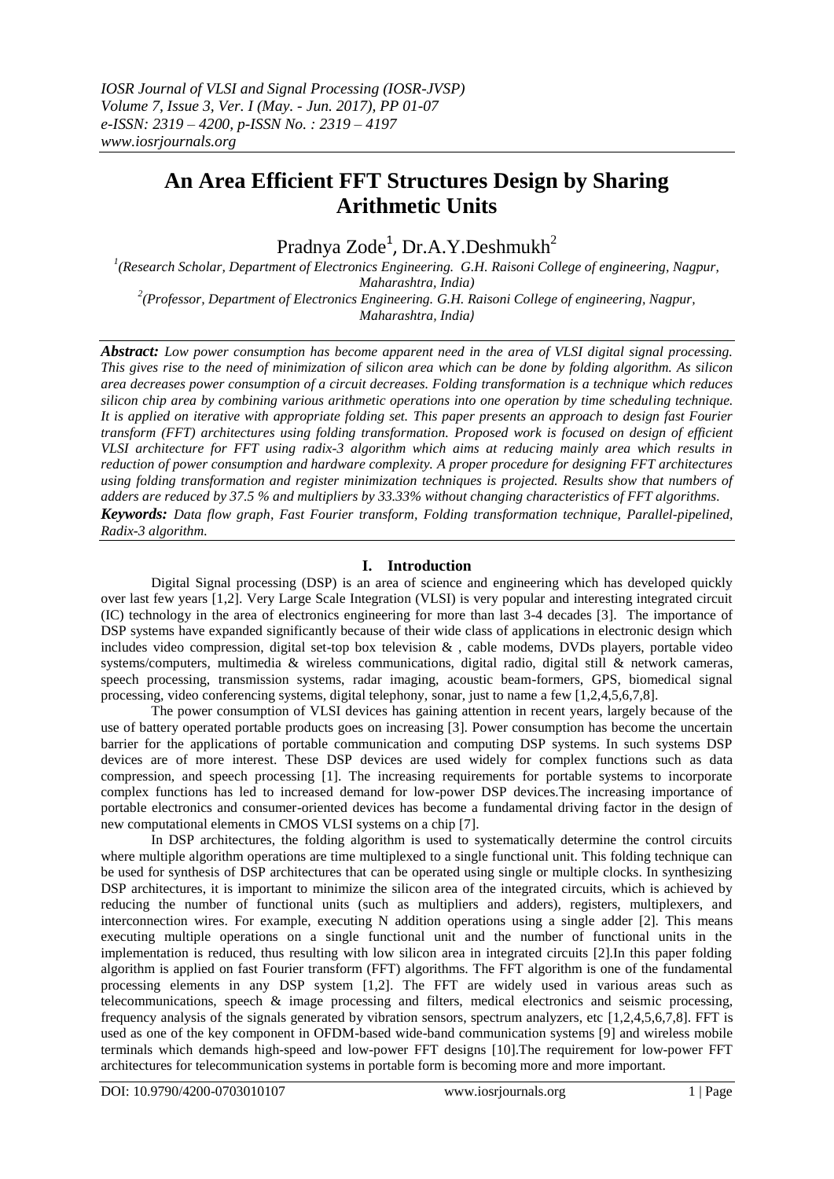# An Area Efficient FFT Structures Design by Sharing Arithmetic Units

Pradnya Zode[1], Dr.A.Y.Deshmukh[2]

[1](Research Scholar, Department of Electronics Engineering. G.H. Raisoni College of engineering, Nagpur, Maharashtra, India)

[2](Professor, Department of Electronics Engineering. G.H. Raisoni College of engineering, Nagpur, Maharashtra, India)

***Abstract:*** *Low power consumption has become apparent need in the area of VLSI digital signal processing. This gives rise to the need of minimization of silicon area which can be done by folding algorithm. As silicon area decreases power consumption of a circuit decreases. Folding transformation is a technique which reduces silicon chip area by combining various arithmetic operations into one operation by time scheduling technique. It is applied on iterative with appropriate folding set. This paper presents an approach to design fast Fourier transform (FFT) architectures using folding transformation. Proposed work is focused on design of efficient VLSI architecture for FFT using radix-3 algorithm which aims at reducing mainly area which results in reduction of power consumption and hardware complexity. A proper procedure for designing FFT architectures using folding transformation and register minimization techniques is projected. Results show that numbers of adders are reduced by 37.5 % and multipliers by 33.33% without changing characteristics of FFT algorithms.*

***Keywords:*** *Data flow graph, Fast Fourier transform, Folding transformation technique, Parallel-pipelined, Radix-3 algorithm.*

## I. Introduction

Digital Signal processing (DSP) is an area of science and engineering which has developed quickly over last few years [1,2]. Very Large Scale Integration (VLSI) is very popular and interesting integrated circuit (IC) technology in the area of electronics engineering for more than last 3-4 decades [3]. The importance of DSP systems have expanded significantly because of their wide class of applications in electronic design which includes video compression, digital set-top box television & , cable modems, DVDs players, portable video systems/computers, multimedia & wireless communications, digital radio, digital still & network cameras, speech processing, transmission systems, radar imaging, acoustic beam-formers, GPS, biomedical signal processing, video conferencing systems, digital telephony, sonar, just to name a few [1,2,4,5,6,7,8].

The power consumption of VLSI devices has gaining attention in recent years, largely because of the use of battery operated portable products goes on increasing [3]. Power consumption has become the uncertain barrier for the applications of portable communication and computing DSP systems. In such systems DSP devices are of more interest. These DSP devices are used widely for complex functions such as data compression, and speech processing [1]. The increasing requirements for portable systems to incorporate complex functions has led to increased demand for low-power DSP devices.The increasing importance of portable electronics and consumer-oriented devices has become a fundamental driving factor in the design of new computational elements in CMOS VLSI systems on a chip [7].

In DSP architectures, the folding algorithm is used to systematically determine the control circuits where multiple algorithm operations are time multiplexed to a single functional unit. This folding technique can be used for synthesis of DSP architectures that can be operated using single or multiple clocks. In synthesizing DSP architectures, it is important to minimize the silicon area of the integrated circuits, which is achieved by reducing the number of functional units (such as multipliers and adders), registers, multiplexers, and interconnection wires. For example, executing N addition operations using a single adder [2]. This means executing multiple operations on a single functional unit and the number of functional units in the implementation is reduced, thus resulting with low silicon area in integrated circuits [2].In this paper folding algorithm is applied on fast Fourier transform (FFT) algorithms. The FFT algorithm is one of the fundamental processing elements in any DSP system [1,2]. The FFT are widely used in various areas such as telecommunications, speech & image processing and filters, medical electronics and seismic processing, frequency analysis of the signals generated by vibration sensors, spectrum analyzers, etc [1,2,4,5,6,7,8]. FFT is used as one of the key component in OFDM-based wide-band communication systems [9] and wireless mobile terminals which demands high-speed and low-power FFT designs [10].The requirement for low-power FFT architectures for telecommunication systems in portable form is becoming more and more important.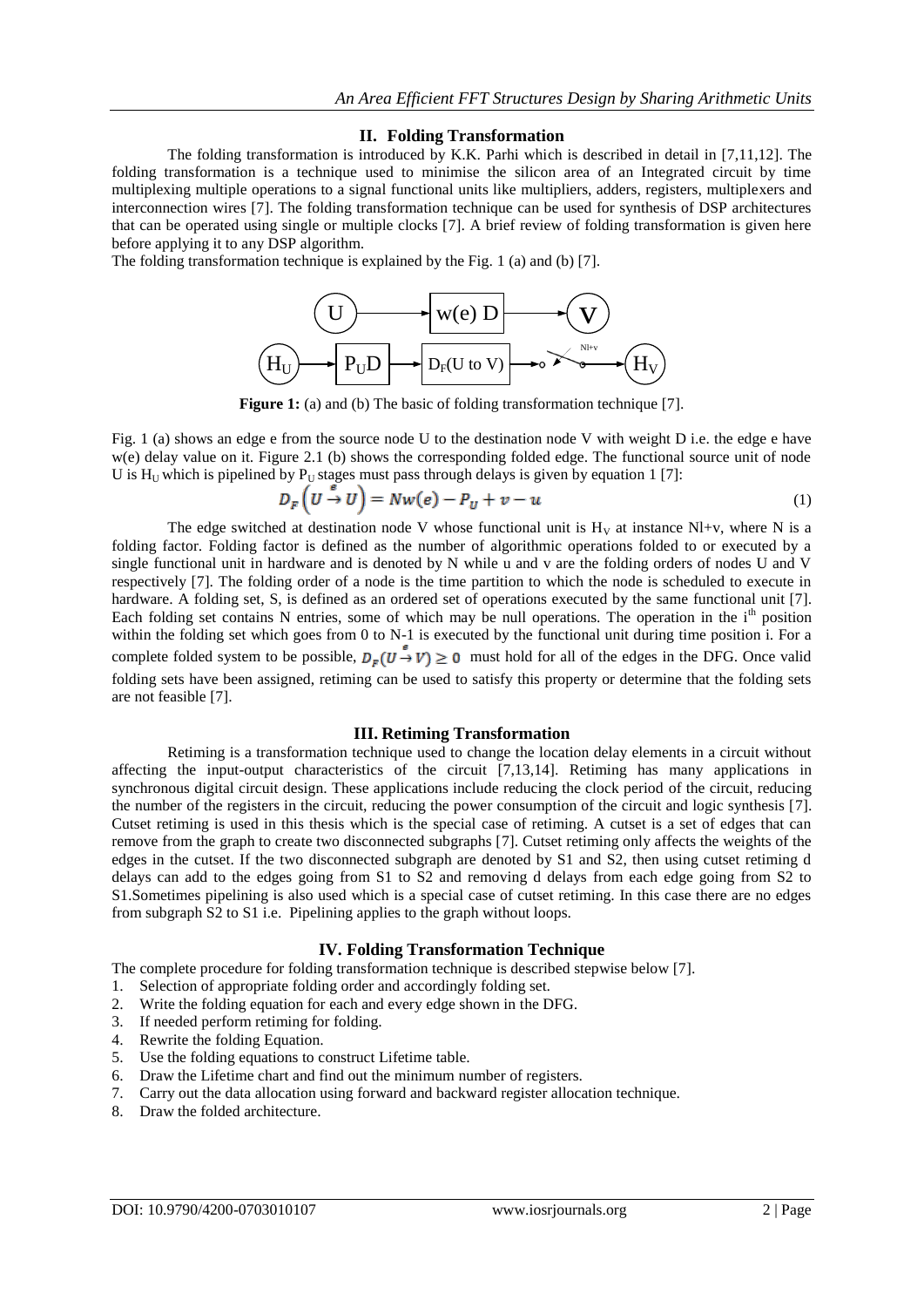## II. Folding Transformation

The folding transformation is introduced by K.K. Parhi which is described in detail in [7,11,12]. The folding transformation is a technique used to minimise the silicon area of an Integrated circuit by time multiplexing multiple operations to a signal functional units like multipliers, adders, registers, multiplexers and interconnection wires [7]. The folding transformation technique can be used for synthesis of DSP architectures that can be operated using single or multiple clocks [7]. A brief review of folding transformation is given here before applying it to any DSP algorithm.

The folding transformation technique is explained by the Fig. 1 (a) and (b) [7].

**Figure 1:** (a) and (b) The basic of folding transformation technique [7].

Fig. 1 (a) shows an edge e from the source node U to the destination node V with weight D i.e. the edge e have w(e) delay value on it. Figure 2.1 (b) shows the corresponding folded edge. The functional source unit of node U is $H_U$ which is pipelined by $P_U$ stages must pass through delays is given by equation 1 [7]:

$$D_F\left(U \xrightarrow{e} U\right) = Nw(e) - P_U + v - u \tag{1}$$

The edge switched at destination node V whose functional unit is $H_V$ at instance Nl+v, where N is a folding factor. Folding factor is defined as the number of algorithmic operations folded to or executed by a single functional unit in hardware and is denoted by N while u and v are the folding orders of nodes U and V respectively [7]. The folding order of a node is the time partition to which the node is scheduled to execute in hardware. A folding set, S, is defined as an ordered set of operations executed by the same functional unit [7]. Each folding set contains N entries, some of which may be null operations. The operation in the $i^{th}$ position within the folding set which goes from 0 to N-1 is executed by the functional unit during time position i. For a complete folded system to be possible, $D_F(U \xrightarrow{e} V) \geq 0$ must hold for all of the edges in the DFG. Once valid folding sets have been assigned, retiming can be used to satisfy this property or determine that the folding sets are not feasible [7].

## III. Retiming Transformation

Retiming is a transformation technique used to change the location delay elements in a circuit without affecting the input-output characteristics of the circuit [7,13,14]. Retiming has many applications in synchronous digital circuit design. These applications include reducing the clock period of the circuit, reducing the number of the registers in the circuit, reducing the power consumption of the circuit and logic synthesis [7]. Cutset retiming is used in this thesis which is the special case of retiming. A cutset is a set of edges that can remove from the graph to create two disconnected subgraphs [7]. Cutset retiming only affects the weights of the edges in the cutset. If the two disconnected subgraph are denoted by S1 and S2, then using cutset retiming d delays can add to the edges going from S1 to S2 and removing d delays from each edge going from S2 to S1.Sometimes pipelining is also used which is a special case of cutset retiming. In this case there are no edges from subgraph S2 to S1 i.e. Pipelining applies to the graph without loops.

## IV. Folding Transformation Technique

The complete procedure for folding transformation technique is described stepwise below [7].

1. Selection of appropriate folding order and accordingly folding set.
2. Write the folding equation for each and every edge shown in the DFG.
3. If needed perform retiming for folding.
4. Rewrite the folding Equation.
5. Use the folding equations to construct Lifetime table.
6. Draw the Lifetime chart and find out the minimum number of registers.
7. Carry out the data allocation using forward and backward register allocation technique.
8. Draw the folded architecture.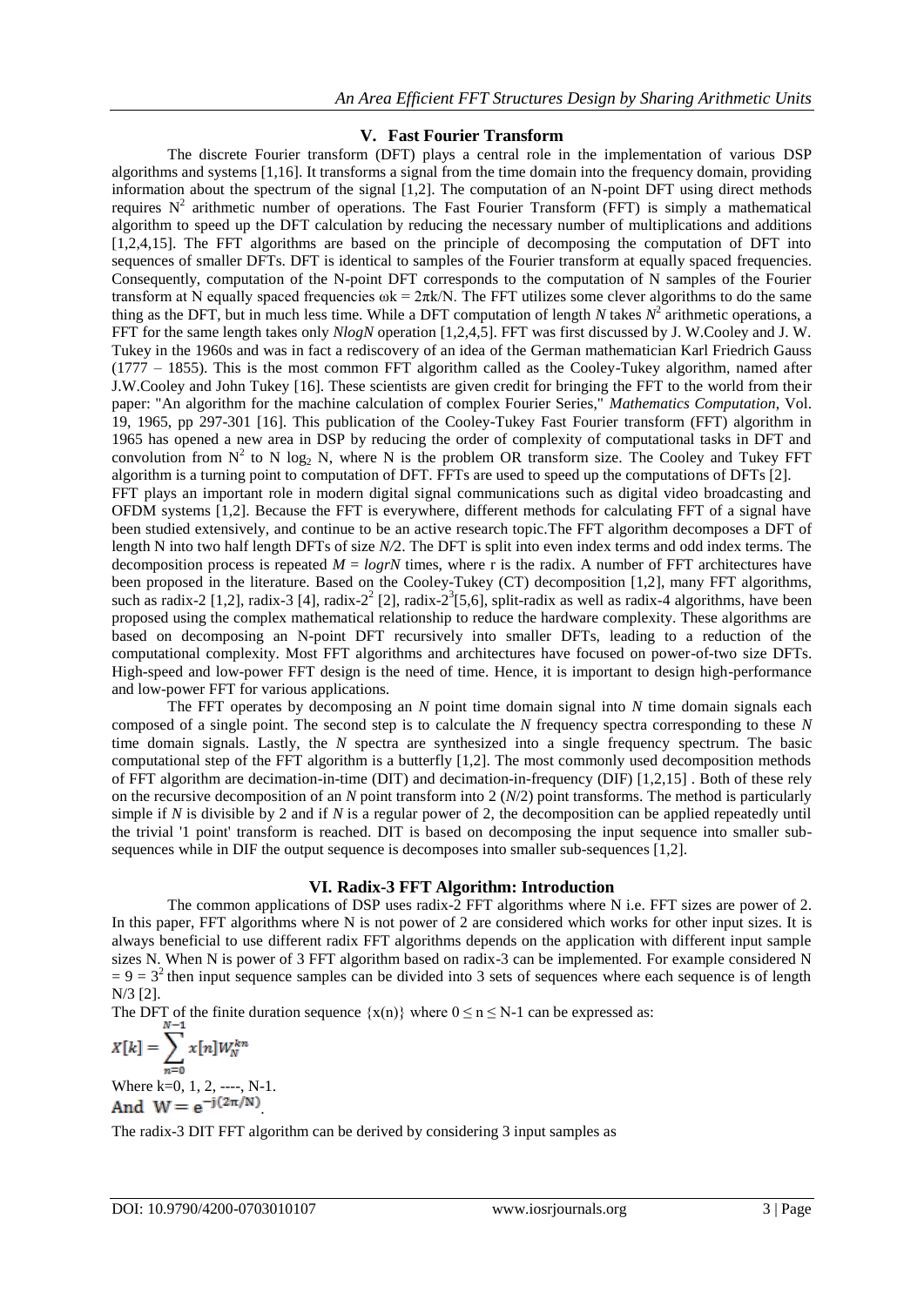## V. Fast Fourier Transform

The discrete Fourier transform (DFT) plays a central role in the implementation of various DSP algorithms and systems [1,16]. It transforms a signal from the time domain into the frequency domain, providing information about the spectrum of the signal [1,2]. The computation of an N-point DFT using direct methods requires $N^2$ arithmetic number of operations. The Fast Fourier Transform (FFT) is simply a mathematical algorithm to speed up the DFT calculation by reducing the necessary number of multiplications and additions [1,2,4,15]. The FFT algorithms are based on the principle of decomposing the computation of DFT into sequences of smaller DFTs. DFT is identical to samples of the Fourier transform at equally spaced frequencies. Consequently, computation of the N-point DFT corresponds to the computation of N samples of the Fourier transform at N equally spaced frequencies $\omega k = 2\pi k/N$. The FFT utilizes some clever algorithms to do the same thing as the DFT, but in much less time. While a DFT computation of length *N* takes $N^2$ arithmetic operations, a FFT for the same length takes only *NlogN* operation [1,2,4,5]. FFT was first discussed by J. W.Cooley and J. W. Tukey in the 1960s and was in fact a rediscovery of an idea of the German mathematician Karl Friedrich Gauss (1777 – 1855). This is the most common FFT algorithm called as the Cooley-Tukey algorithm, named after J.W.Cooley and John Tukey [16]. These scientists are given credit for bringing the FFT to the world from their paper: "An algorithm for the machine calculation of complex Fourier Series," *Mathematics Computation*, Vol. 19, 1965, pp 297-301 [16]. This publication of the Cooley-Tukey Fast Fourier transform (FFT) algorithm in 1965 has opened a new area in DSP by reducing the order of complexity of computational tasks in DFT and convolution from $N^2$ to $N \log_2 N$, where N is the problem OR transform size. The Cooley and Tukey FFT algorithm is a turning point to computation of DFT. FFTs are used to speed up the computations of DFTs [2].

FFT plays an important role in modern digital signal communications such as digital video broadcasting and OFDM systems [1,2]. Because the FFT is everywhere, different methods for calculating FFT of a signal have been studied extensively, and continue to be an active research topic.The FFT algorithm decomposes a DFT of length N into two half length DFTs of size *N/*2. The DFT is split into even index terms and odd index terms. The decomposition process is repeated $M = logrN$ times, where r is the radix. A number of FFT architectures have been proposed in the literature. Based on the Cooley-Tukey (CT) decomposition [1,2], many FFT algorithms, such as radix-2 [1,2], radix-3 [4], radix-$2^2$ [2], radix-$2^3$[5,6], split-radix as well as radix-4 algorithms, have been proposed using the complex mathematical relationship to reduce the hardware complexity. These algorithms are based on decomposing an N-point DFT recursively into smaller DFTs, leading to a reduction of the computational complexity. Most FFT algorithms and architectures have focused on power-of-two size DFTs. High-speed and low-power FFT design is the need of time. Hence, it is important to design high-performance and low-power FFT for various applications.

The FFT operates by decomposing an *N* point time domain signal into *N* time domain signals each composed of a single point. The second step is to calculate the *N* frequency spectra corresponding to these *N* time domain signals. Lastly, the *N* spectra are synthesized into a single frequency spectrum. The basic computational step of the FFT algorithm is a butterfly [1,2]. The most commonly used decomposition methods of FFT algorithm are decimation-in-time (DIT) and decimation-in-frequency (DIF) [1,2,15] . Both of these rely on the recursive decomposition of an *N* point transform into 2 (*N*/2) point transforms. The method is particularly simple if *N* is divisible by 2 and if *N* is a regular power of 2, the decomposition can be applied repeatedly until the trivial '1 point' transform is reached. DIT is based on decomposing the input sequence into smaller sub-sequences while in DIF the output sequence is decomposes into smaller sub-sequences [1,2].

## VI. Radix-3 FFT Algorithm: Introduction

The common applications of DSP uses radix-2 FFT algorithms where N i.e. FFT sizes are power of 2. In this paper, FFT algorithms where N is not power of 2 are considered which works for other input sizes. It is always beneficial to use different radix FFT algorithms depends on the application with different input sample sizes N. When N is power of 3 FFT algorithm based on radix-3 can be implemented. For example considered $N = 9 = 3^2$ then input sequence samples can be divided into 3 sets of sequences where each sequence is of length N/3 [2].

The DFT of the finite duration sequence $\{x(n)\}$ where $0 \le n \le N-1$ can be expressed as:

$$X[k] = \sum_{n=0}^{N-1} x[n] W_N^{kn}$$

Where k=0, 1, 2, ----, N-1.

And $W = e^{-j(2\pi/N)}$.

The radix-3 DIT FFT algorithm can be derived by considering 3 input samples as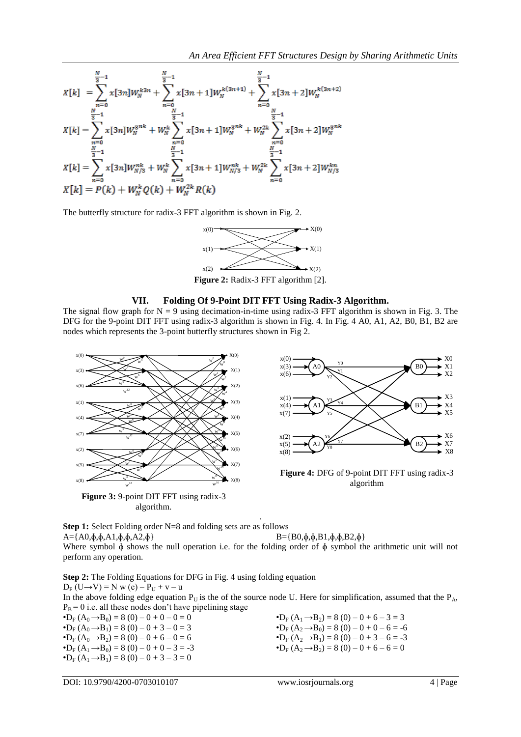$$X[k] = \sum_{n=0}^{\frac{N}{3}-1} x[3n]W_N^{k3n} + \sum_{n=0}^{\frac{N}{3}-1} x[3n+1]W_N^{k(3n+1)} + \sum_{n=0}^{\frac{N}{3}-1} x[3n+2]W_N^{k(3n+2)}$$

$$X[k] = \sum_{n=0}^{\frac{N}{3}-1} x[3n]W_N^{3nk} + W_N^k \sum_{n=0}^{\frac{N}{3}-1} x[3n+1]W_N^{3nk} + W_N^{2k} \sum_{n=0}^{\frac{N}{3}-1} x[3n+2]W_N^{3nk}$$

$$X[k] = \sum_{n=0}^{\frac{N}{3}-1} x[3n]W_{N/3}^{nk} + W_N^k \sum_{n=0}^{\frac{N}{3}-1} x[3n+1]W_{N/3}^{nk} + W_N^{2k} \sum_{n=0}^{\frac{N}{3}-1} x[3n+2]W_{N/3}^{kn}$$

$$X[k] = P(k) + W_N^k Q(k) + W_N^{2k} R(k)$$

The butterfly structure for radix-3 FFT algorithm is shown in Fig. 2.

**Figure 2:** Radix-3 FFT algorithm [2].

## VII. Folding Of 9-Point DIT FFT Using Radix-3 Algorithm.

The signal flow graph for N = 9 using decimation-in-time using radix-3 FFT algorithm is shown in Fig. 3. The DFG for the 9-point DIT FFT using radix-3 algorithm is shown in Fig. 4. In Fig. 4 A0, A1, A2, B0, B1, B2 are nodes which represents the 3-point butterfly structures shown in Fig 2.

**Figure 3:** 9-point DIT FFT using radix-3 algorithm.

**Figure 4:** DFG of 9-point DIT FFT using radix-3 algorithm

**Step 1:** Select Folding order N=8 and folding sets are as follows

A={A0,ϕ,ϕ,A1,ϕ,ϕ,A2,ϕ}   B={B0,ϕ,ϕ,B1,ϕ,ϕ,B2,ϕ}

Where symbol ϕ shows the null operation i.e. for the folding order of ϕ symbol the arithmetic unit will not perform any operation.

**Step 2:** The Folding Equations for DFG in Fig. 4 using folding equation

$D_F(U \rightarrow V) = N\,w(e) - P_U + v - u$

In the above folding edge equation $P_U$ is the of the source node U. Here for simplification, assumed that the $P_A$, $P_B = 0$ i.e. all these nodes don't have pipelining stage

- $D_F(A_0 \rightarrow B_0) = 8(0) - 0 + 0 - 0 = 0$
- $D_F(A_0 \rightarrow B_1) = 8(0) - 0 + 3 - 0 = 3$
- $D_F(A_0 \rightarrow B_2) = 8(0) - 0 + 6 - 0 = 6$
- $D_F(A_1 \rightarrow B_0) = 8(0) - 0 + 0 - 3 = -3$
- $D_F(A_1 \rightarrow B_1) = 8(0) - 0 + 3 - 3 = 0$
- $D_F(A_1 \rightarrow B_2) = 8(0) - 0 + 6 - 3 = 3$
- $D_F(A_2 \rightarrow B_0) = 8(0) - 0 + 0 - 6 = -6$
- $D_F(A_2 \rightarrow B_1) = 8(0) - 0 + 3 - 6 = -3$
- $D_F(A_2 \rightarrow B_2) = 8(0) - 0 + 6 - 6 = 0$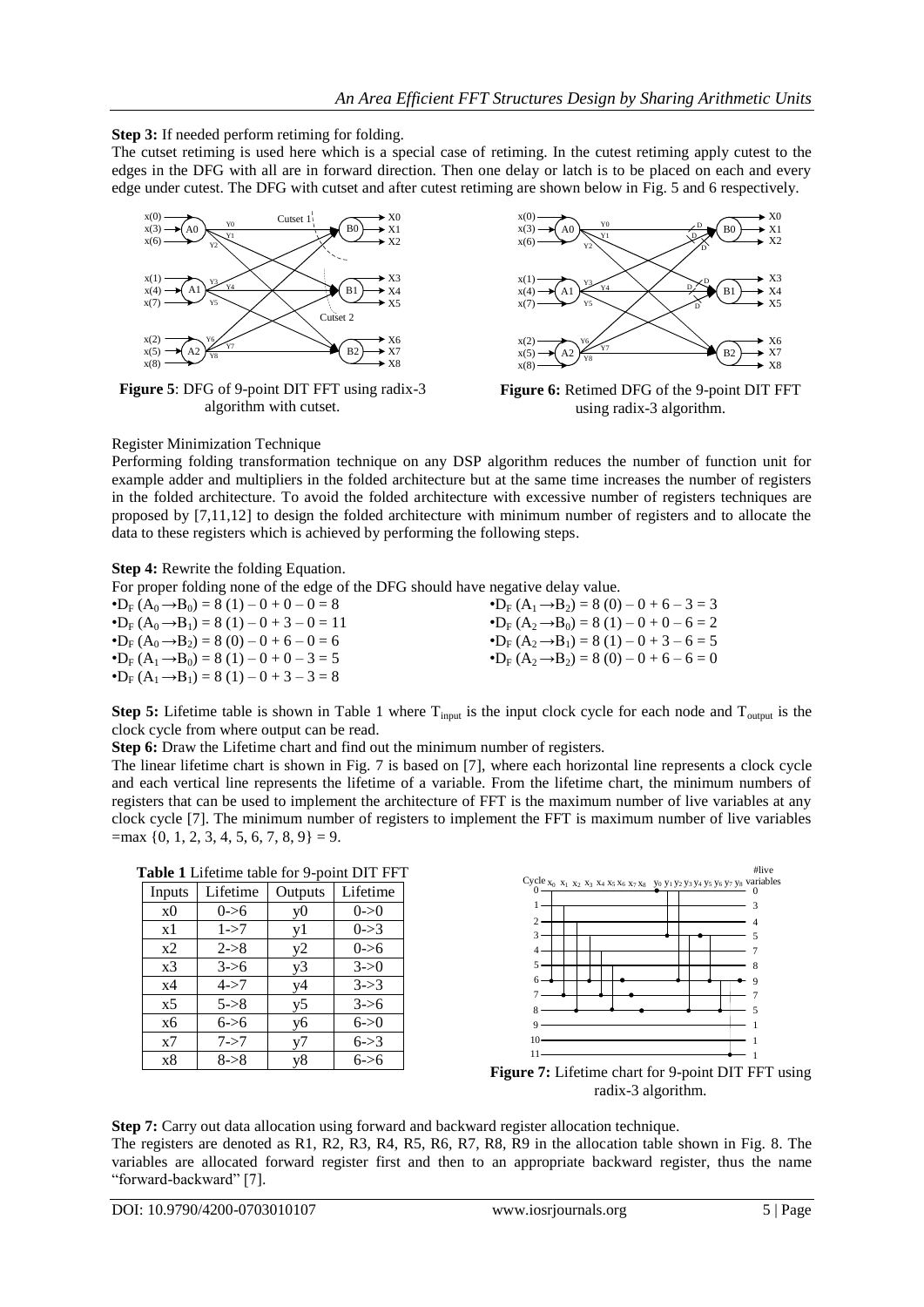**Step 3:** If needed perform retiming for folding.

The cutset retiming is used here which is a special case of retiming. In the cutest retiming apply cutest to the edges in the DFG with all are in forward direction. Then one delay or latch is to be placed on each and every edge under cutest. The DFG with cutset and after cutest retiming are shown below in Fig. 5 and 6 respectively.

**Figure 5**: DFG of 9-point DIT FFT using radix-3 algorithm with cutset.

**Figure 6:** Retimed DFG of the 9-point DIT FFT using radix-3 algorithm.

Register Minimization Technique

Performing folding transformation technique on any DSP algorithm reduces the number of function unit for example adder and multipliers in the folded architecture but at the same time increases the number of registers in the folded architecture. To avoid the folded architecture with excessive number of registers techniques are proposed by [7,11,12] to design the folded architecture with minimum number of registers and to allocate the data to these registers which is achieved by performing the following steps.

**Step 4:** Rewrite the folding Equation.

For proper folding none of the edge of the DFG should have negative delay value.

- $D_F (A_0 \rightarrow B_0) = 8 (1) - 0 + 0 - 0 = 8$
- $D_F (A_0 \rightarrow B_1) = 8 (1) - 0 + 3 - 0 = 11$
- $D_F (A_0 \rightarrow B_2) = 8 (0) - 0 + 6 - 0 = 6$
- $D_F (A_1 \rightarrow B_0) = 8 (1) - 0 + 0 - 3 = 5$
- $D_F (A_1 \rightarrow B_1) = 8 (1) - 0 + 3 - 3 = 8$
- $D_F (A_1 \rightarrow B_2) = 8 (0) - 0 + 6 - 3 = 3$
- $D_F (A_2 \rightarrow B_0) = 8 (1) - 0 + 0 - 6 = 2$
- $D_F (A_2 \rightarrow B_1) = 8 (1) - 0 + 3 - 6 = 5$
- $D_F (A_2 \rightarrow B_2) = 8 (0) - 0 + 6 - 6 = 0$

**Step 5:** Lifetime table is shown in Table 1 where $T_{input}$ is the input clock cycle for each node and $T_{output}$ is the clock cycle from where output can be read.

**Step 6:** Draw the Lifetime chart and find out the minimum number of registers.

The linear lifetime chart is shown in Fig. 7 is based on [7], where each horizontal line represents a clock cycle and each vertical line represents the lifetime of a variable. From the lifetime chart, the minimum numbers of registers that can be used to implement the architecture of FFT is the maximum number of live variables at any clock cycle [7]. The minimum number of registers to implement the FFT is maximum number of live variables $=\max \{0, 1, 2, 3, 4, 5, 6, 7, 8, 9\} = 9$.

**Table 1** Lifetime table for 9-point DIT FFT

| Inputs | Lifetime | Outputs | Lifetime |
|---|---|---|---|
| x0 | 0->6 | y0 | 0->0 |
| x1 | 1->7 | y1 | 0->3 |
| x2 | 2->8 | y2 | 0->6 |
| x3 | 3->6 | y3 | 3->0 |
| x4 | 4->7 | y4 | 3->3 |
| x5 | 5->8 | y5 | 3->6 |
| x6 | 6->6 | y6 | 6->0 |
| x7 | 7->7 | y7 | 6->3 |
| x8 | 8->8 | y8 | 6->6 |

**Figure 7:** Lifetime chart for 9-point DIT FFT using radix-3 algorithm.

**Step 7:** Carry out data allocation using forward and backward register allocation technique.

The registers are denoted as R1, R2, R3, R4, R5, R6, R7, R8, R9 in the allocation table shown in Fig. 8. The variables are allocated forward register first and then to an appropriate backward register, thus the name "forward-backward" [7].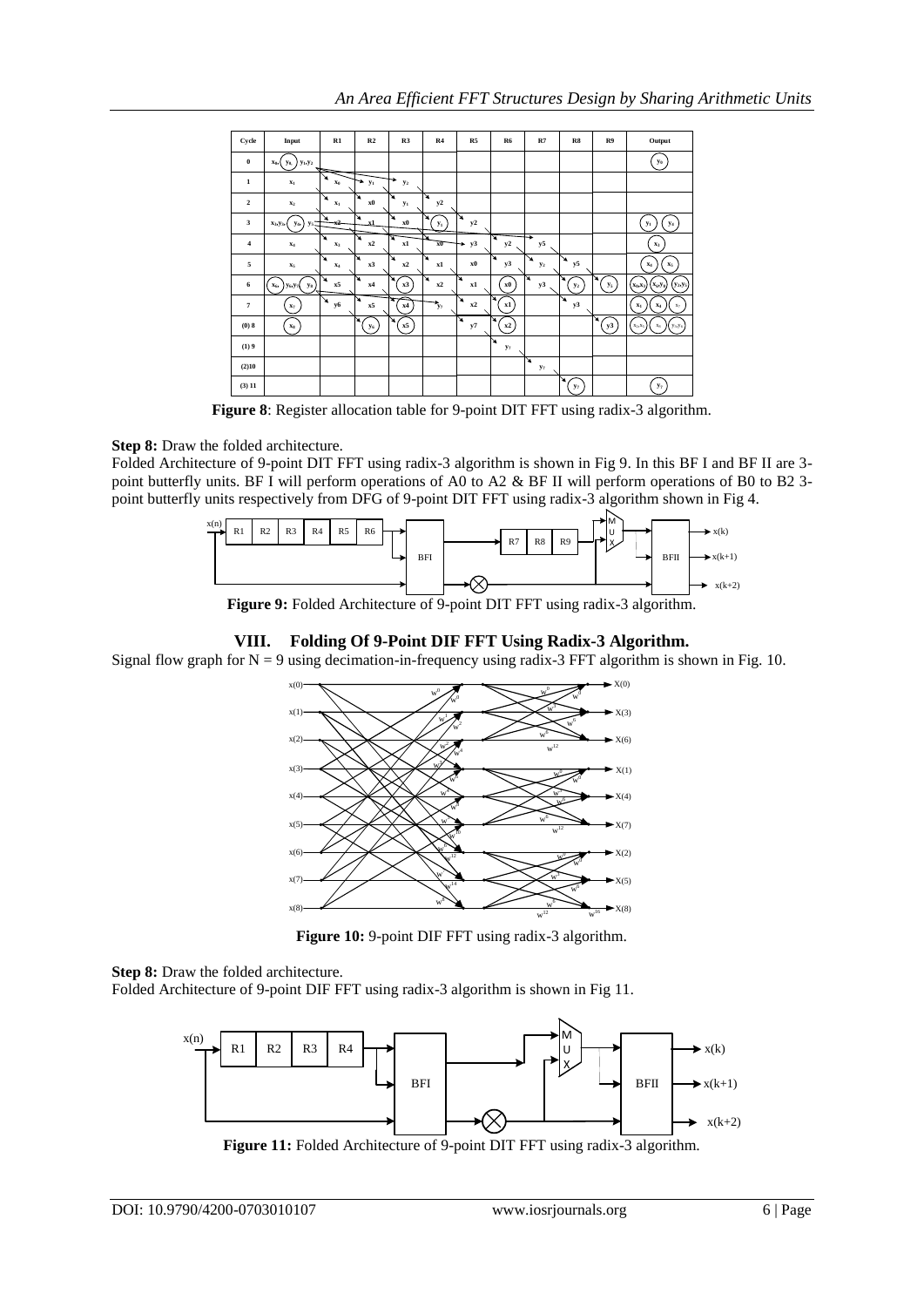| Cycle | Input | R1 | R2 | R3 | R4 | R5 | R6 | R7 | R8 | R9 | Output |
|---|---|---|---|---|---|---|---|---|---|---|---|
| 0 | $x_0$, $y_0$, $y_1$,$y_2$ | | | | | | | | | | $y_0$ |
| 1 | $x_1$ | $x_0$ | $y_1$ | $y_2$ | | | | | | | |
| 2 | $x_2$ | $x_1$ | x0 | $y_1$ | y2 | | | | | | |
| 3 | $x_3$,$y_3$, $y_4$, $y_5$ | x2 | x1 | x0 | $y_2$ | y2 | | | | | $y_1$ $y_4$ |
| 4 | $x_4$ | $x_3$ | x2 | x1 | x0 | y3 | y2 | y5 | | | $x_1$ |
| 5 | $x_5$ | $x_4$ | x3 | x2 | x1 | x0 | y3 | $y_2$ | y5 | | $x_4$ $x_5$ |
| 6 | $x_6$, $y_6$,$y_7$, $y_8$ | x5 | x4 | x3 | x2 | x1 | x0 | y3 | $y_2$ | $y_5$ | $x_0$,$x_3$ $x_6$,$y_6$ $y_3$,$y_5$ |
| 7 | $x_7$ | y6 | x5 | x4 | $y_7$ | x2 | x1 | | y3 | | $x_1$ $x_4$ $x_7$ |
| (0) 8 | $x_8$ | | $y_6$ | x5 | | y7 | x2 | | | y3 | $x_2$,$y_5$ $x_8$ $y_3$,$y_8$ |
| (1) 9 | | | | | | | $y_7$ | | | | |
| (2)10 | | | | | | | | $y_7$ | | | |
| (3) 11 | | | | | | | | | $y_7$ | | $y_7$ |

**Figure 8**: Register allocation table for 9-point DIT FFT using radix-3 algorithm.

**Step 8:** Draw the folded architecture.

Folded Architecture of 9-point DIT FFT using radix-3 algorithm is shown in Fig 9. In this BF I and BF II are 3-point butterfly units. BF I will perform operations of A0 to A2 & BF II will perform operations of B0 to B2 3-point butterfly units respectively from DFG of 9-point DIT FFT using radix-3 algorithm shown in Fig 4.

**Figure 9:** Folded Architecture of 9-point DIT FFT using radix-3 algorithm.

## VIII. Folding Of 9-Point DIF FFT Using Radix-3 Algorithm.

Signal flow graph for N = 9 using decimation-in-frequency using radix-3 FFT algorithm is shown in Fig. 10.

**Figure 10:** 9-point DIF FFT using radix-3 algorithm.

**Step 8:** Draw the folded architecture.

Folded Architecture of 9-point DIF FFT using radix-3 algorithm is shown in Fig 11.

**Figure 11:** Folded Architecture of 9-point DIT FFT using radix-3 algorithm.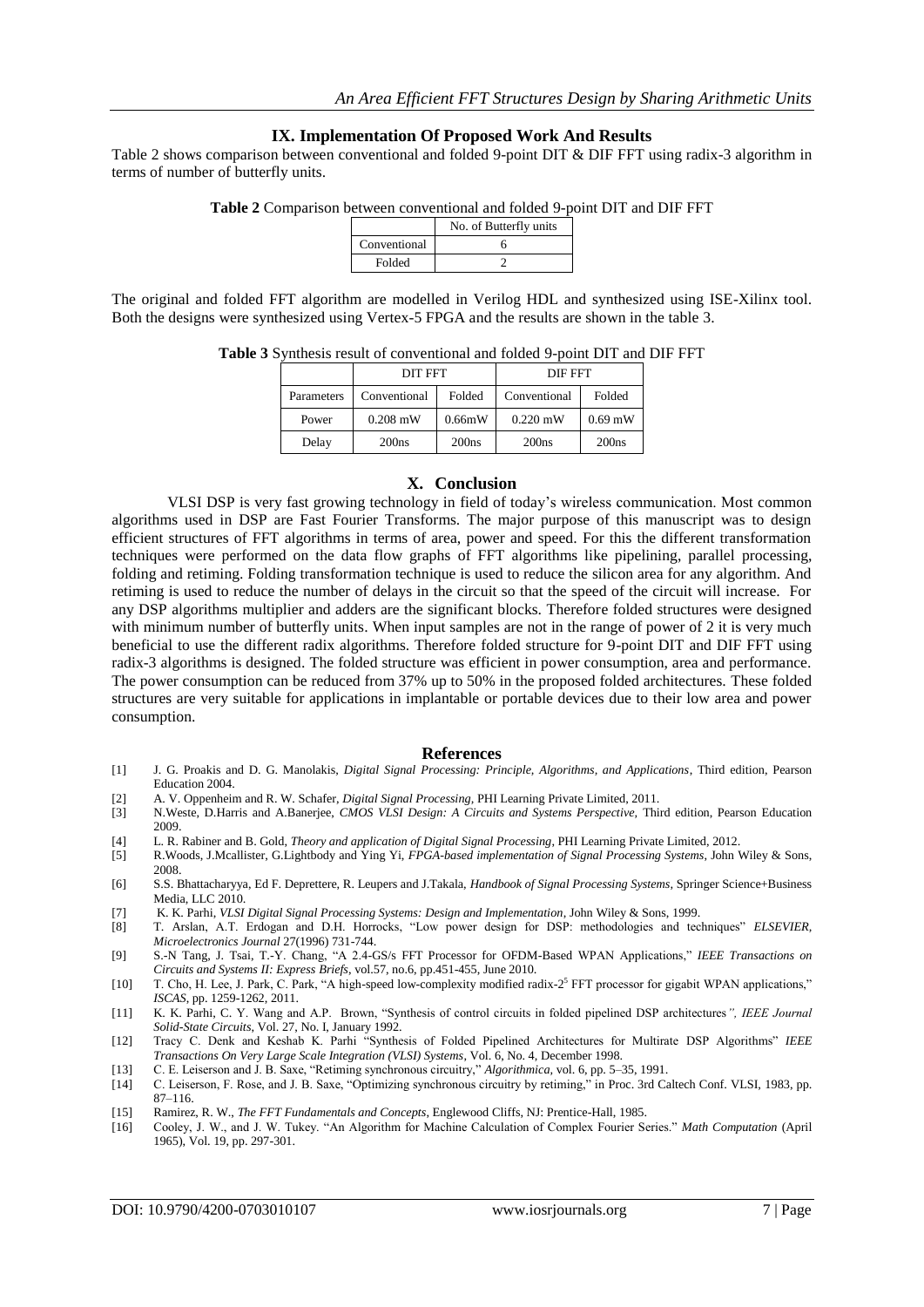## IX. Implementation Of Proposed Work And Results

Table 2 shows comparison between conventional and folded 9-point DIT & DIF FFT using radix-3 algorithm in terms of number of butterfly units.

**Table 2** Comparison between conventional and folded 9-point DIT and DIF FFT

| | No. of Butterfly units |
|---|---|
| Conventional | 6 |
| Folded | 2 |

The original and folded FFT algorithm are modelled in Verilog HDL and synthesized using ISE-Xilinx tool. Both the designs were synthesized using Vertex-5 FPGA and the results are shown in the table 3.

**Table 3** Synthesis result of conventional and folded 9-point DIT and DIF FFT

| | DIT FFT | | DIF FFT | |
|---|---|---|---|---|
| Parameters | Conventional | Folded | Conventional | Folded |
| Power | 0.208 mW | 0.66mW | 0.220 mW | 0.69 mW |
| Delay | 200ns | 200ns | 200ns | 200ns |

## X. Conclusion

VLSI DSP is very fast growing technology in field of today's wireless communication. Most common algorithms used in DSP are Fast Fourier Transforms. The major purpose of this manuscript was to design efficient structures of FFT algorithms in terms of area, power and speed. For this the different transformation techniques were performed on the data flow graphs of FFT algorithms like pipelining, parallel processing, folding and retiming. Folding transformation technique is used to reduce the silicon area for any algorithm. And retiming is used to reduce the number of delays in the circuit so that the speed of the circuit will increase. For any DSP algorithms multiplier and adders are the significant blocks. Therefore folded structures were designed with minimum number of butterfly units. When input samples are not in the range of power of 2 it is very much beneficial to use the different radix algorithms. Therefore folded structure for 9-point DIT and DIF FFT using radix-3 algorithms is designed. The folded structure was efficient in power consumption, area and performance. The power consumption can be reduced from 37% up to 50% in the proposed folded architectures. These folded structures are very suitable for applications in implantable or portable devices due to their low area and power consumption.

## References

[1] J. G. Proakis and D. G. Manolakis, *Digital Signal Processing: Principle, Algorithms, and Applications*, Third edition, Pearson Education 2004.

[2] A. V. Oppenheim and R. W. Schafer, *Digital Signal Processing*, PHI Learning Private Limited, 2011.

[3] N.Weste, D.Harris and A.Banerjee, *CMOS VLSI Design: A Circuits and Systems Perspective*, Third edition, Pearson Education 2009.

[4] L. R. Rabiner and B. Gold, *Theory and application of Digital Signal Processing*, PHI Learning Private Limited, 2012.

[5] R.Woods, J.Mcallister, G.Lightbody and Ying Yi, *FPGA-based implementation of Signal Processing Systems*, John Wiley & Sons, 2008.

[6] S.S. Bhattacharyya, Ed F. Deprettere, R. Leupers and J.Takala, *Handbook of Signal Processing Systems*, Springer Science+Business Media, LLC 2010.

[7] K. K. Parhi, *VLSI Digital Signal Processing Systems: Design and Implementation*, John Wiley & Sons, 1999.

[8] T. Arslan, A.T. Erdogan and D.H. Horrocks, "Low power design for DSP: methodologies and techniques" *ELSEVIER, Microelectronics Journal* 27(1996) 731-744.

[9] S.-N Tang, J. Tsai, T.-Y. Chang, "A 2.4-GS/s FFT Processor for OFDM-Based WPAN Applications," *IEEE Transactions on Circuits and Systems II: Express Briefs*, vol.57, no.6, pp.451-455, June 2010.

[10] T. Cho, H. Lee, J. Park, C. Park, "A high-speed low-complexity modified radix-$2^5$ FFT processor for gigabit WPAN applications," *ISCAS*, pp. 1259-1262, 2011.

[11] K. K. Parhi, C. Y. Wang and A.P. Brown, "Synthesis of control circuits in folded pipelined DSP architectures*", IEEE Journal Solid-State Circuits*, Vol. 27, No. I, January 1992.

[12] Tracy C. Denk and Keshab K. Parhi "Synthesis of Folded Pipelined Architectures for Multirate DSP Algorithms" *IEEE Transactions On Very Large Scale Integration (VLSI) Systems*, Vol. 6, No. 4, December 1998.

[13] C. E. Leiserson and J. B. Saxe, "Retiming synchronous circuitry," *Algorithmica*, vol. 6, pp. 5–35, 1991.

[14] C. Leiserson, F. Rose, and J. B. Saxe, "Optimizing synchronous circuitry by retiming," in Proc. 3rd Caltech Conf. VLSI, 1983, pp. 87–116.

[15] Ramirez, R. W., *The FFT Fundamentals and Concepts*, Englewood Cliffs, NJ: Prentice-Hall, 1985.

[16] Cooley, J. W., and J. W. Tukey. "An Algorithm for Machine Calculation of Complex Fourier Series." *Math Computation* (April 1965), Vol. 19, pp. 297-301.